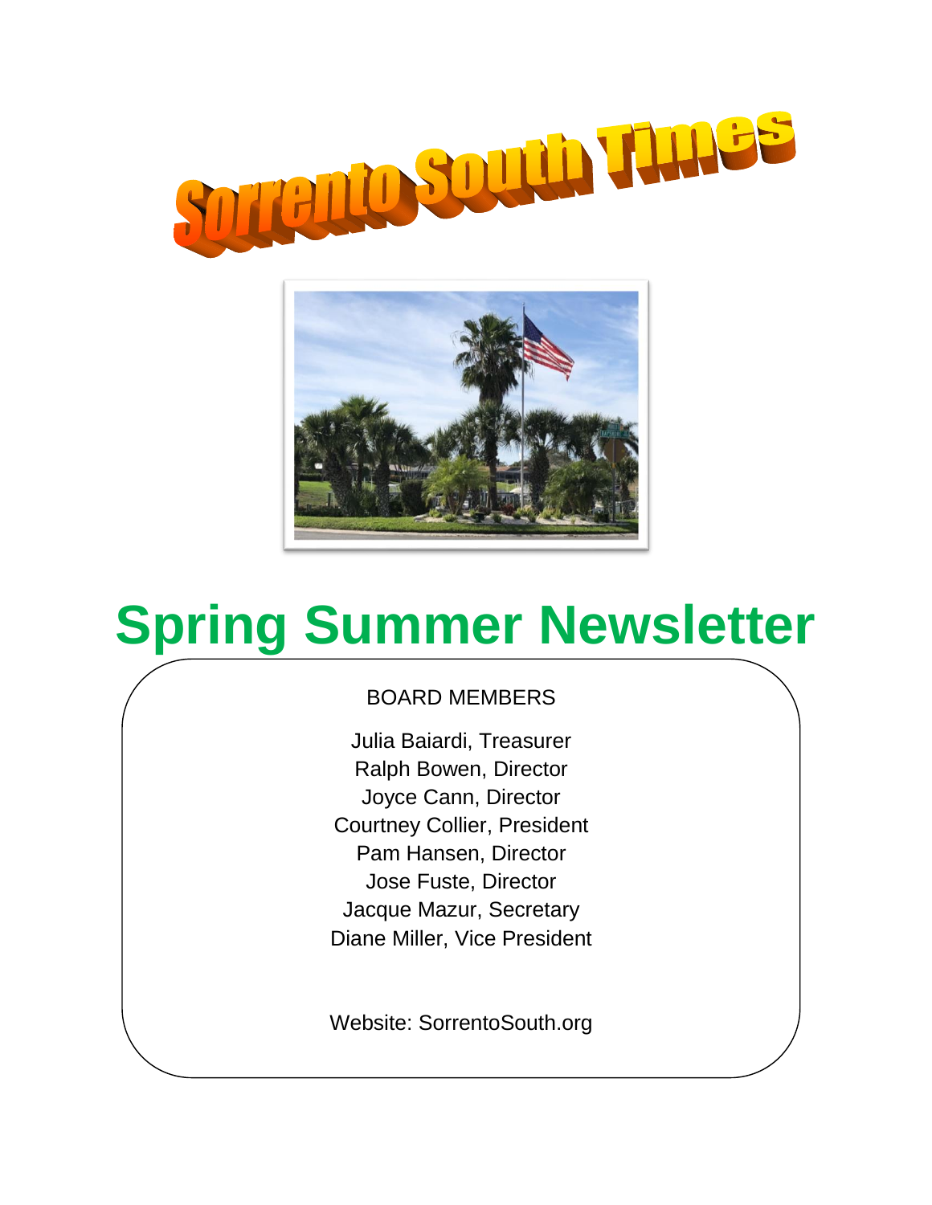# Sorrento South Times

# Spring Summer Newsletter

BOARD MEMBERS

Julia Baiardi, Treasurer
Ralph Bowen, Director
Joyce Cann, Director
Courtney Collier, President
Pam Hansen, Director
Jose Fuste, Director
Jacque Mazur, Secretary
Diane Miller, Vice President

Website: SorrentoSouth.org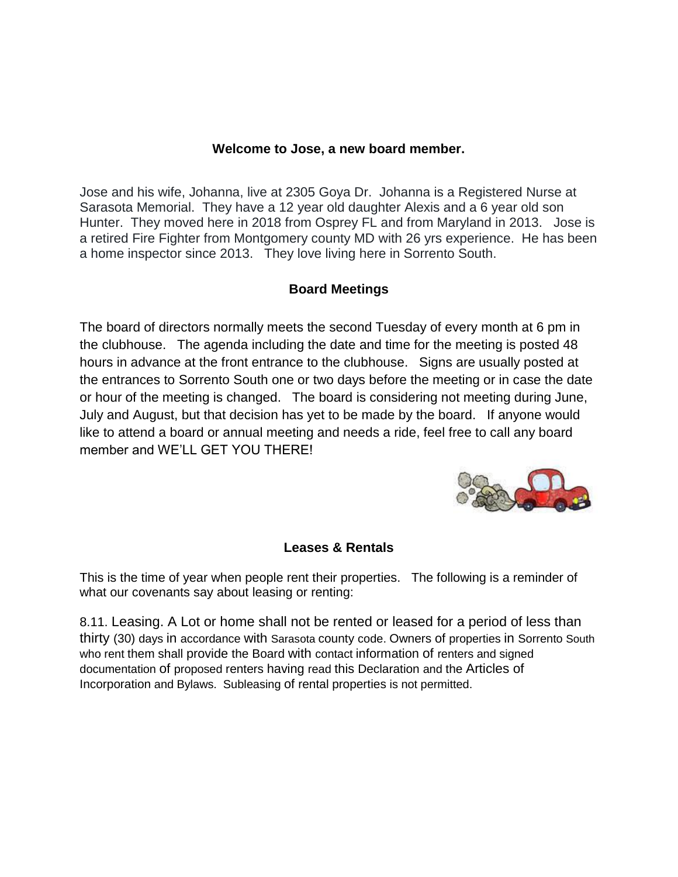**Welcome to Jose, a new board member.**

Jose and his wife, Johanna, live at 2305 Goya Dr. Johanna is a Registered Nurse at Sarasota Memorial. They have a 12 year old daughter Alexis and a 6 year old son Hunter. They moved here in 2018 from Osprey FL and from Maryland in 2013. Jose is a retired Fire Fighter from Montgomery county MD with 26 yrs experience. He has been a home inspector since 2013. They love living here in Sorrento South.

**Board Meetings**

The board of directors normally meets the second Tuesday of every month at 6 pm in the clubhouse. The agenda including the date and time for the meeting is posted 48 hours in advance at the front entrance to the clubhouse. Signs are usually posted at the entrances to Sorrento South one or two days before the meeting or in case the date or hour of the meeting is changed. The board is considering not meeting during June, July and August, but that decision has yet to be made by the board. If anyone would like to attend a board or annual meeting and needs a ride, feel free to call any board member and WE'LL GET YOU THERE!

**Leases & Rentals**

This is the time of year when people rent their properties. The following is a reminder of what our covenants say about leasing or renting:

8.11. Leasing. A Lot or home shall not be rented or leased for a period of less than thirty (30) days in accordance with Sarasota county code. Owners of properties in Sorrento South who rent them shall provide the Board with contact information of renters and signed documentation of proposed renters having read this Declaration and the Articles of Incorporation and Bylaws. Subleasing of rental properties is not permitted.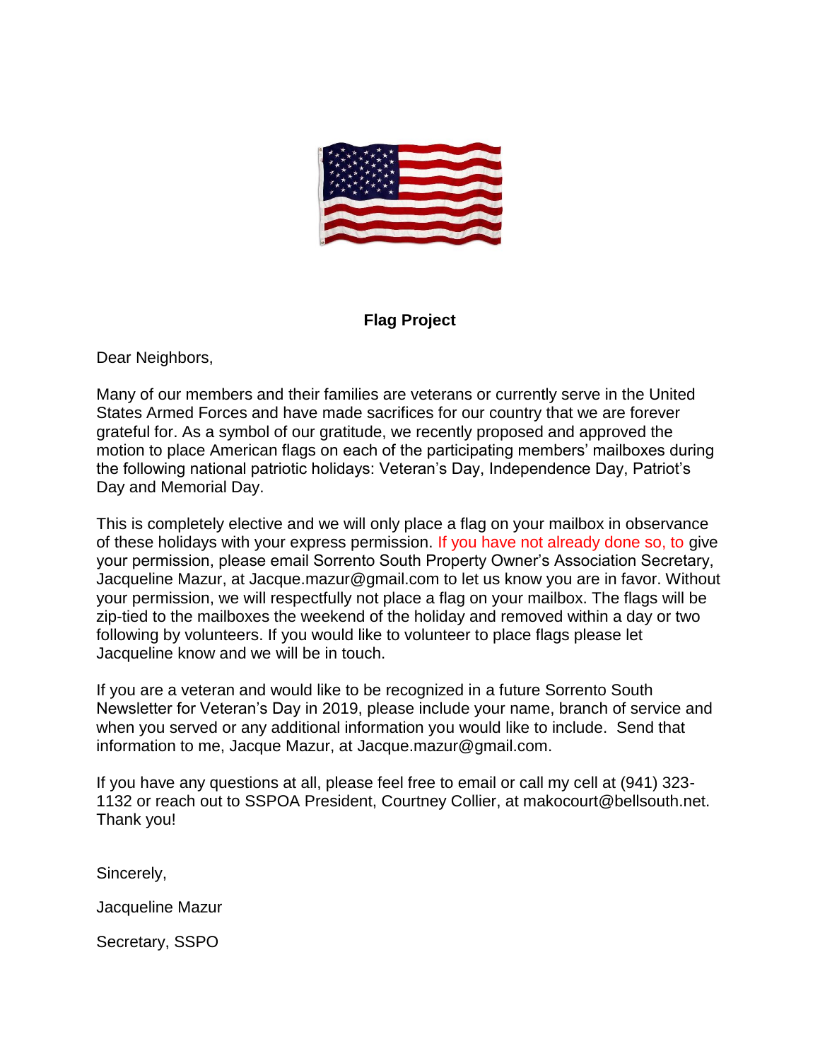**Flag Project**

Dear Neighbors,

Many of our members and their families are veterans or currently serve in the United States Armed Forces and have made sacrifices for our country that we are forever grateful for. As a symbol of our gratitude, we recently proposed and approved the motion to place American flags on each of the participating members' mailboxes during the following national patriotic holidays: Veteran's Day, Independence Day, Patriot's Day and Memorial Day.

This is completely elective and we will only place a flag on your mailbox in observance of these holidays with your express permission. If you have not already done so, to give your permission, please email Sorrento South Property Owner's Association Secretary, Jacqueline Mazur, at Jacque.mazur@gmail.com to let us know you are in favor. Without your permission, we will respectfully not place a flag on your mailbox. The flags will be zip-tied to the mailboxes the weekend of the holiday and removed within a day or two following by volunteers. If you would like to volunteer to place flags please let Jacqueline know and we will be in touch.

If you are a veteran and would like to be recognized in a future Sorrento South Newsletter for Veteran's Day in 2019, please include your name, branch of service and when you served or any additional information you would like to include. Send that information to me, Jacque Mazur, at Jacque.mazur@gmail.com.

If you have any questions at all, please feel free to email or call my cell at (941) 323-1132 or reach out to SSPOA President, Courtney Collier, at makocourt@bellsouth.net. Thank you!

Sincerely,

Jacqueline Mazur

Secretary, SSPO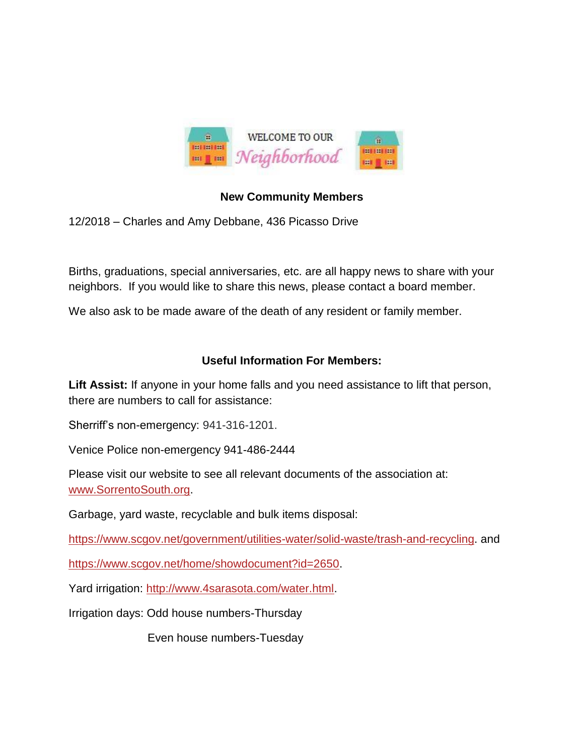WELCOME TO OUR *Neighborhood*

**New Community Members**

12/2018 – Charles and Amy Debbane, 436 Picasso Drive

Births, graduations, special anniversaries, etc. are all happy news to share with your neighbors. If you would like to share this news, please contact a board member.

We also ask to be made aware of the death of any resident or family member.

**Useful Information For Members:**

**Lift Assist:** If anyone in your home falls and you need assistance to lift that person, there are numbers to call for assistance:

Sherriff's non-emergency: 941-316-1201.

Venice Police non-emergency 941-486-2444

Please visit our website to see all relevant documents of the association at: [www.SorrentoSouth.org](www.SorrentoSouth.org).

Garbage, yard waste, recyclable and bulk items disposal:

[https://www.scgov.net/government/utilities-water/solid-waste/trash-and-recycling](https://www.scgov.net/government/utilities-water/solid-waste/trash-and-recycling). and

[https://www.scgov.net/home/showdocument?id=2650](https://www.scgov.net/home/showdocument?id=2650).

Yard irrigation: [http://www.4sarasota.com/water.html](http://www.4sarasota.com/water.html).

Irrigation days: Odd house numbers-Thursday

Even house numbers-Tuesday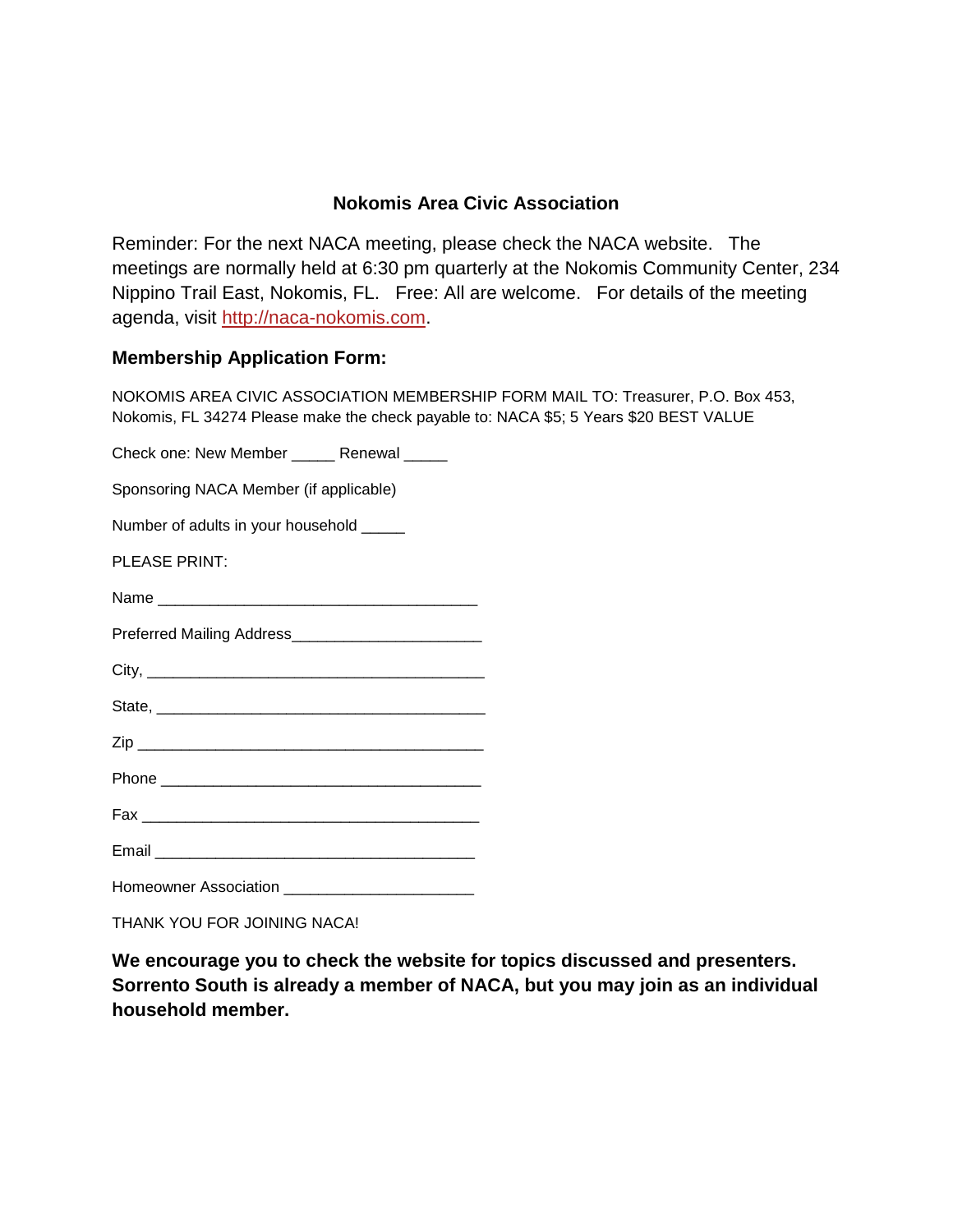## Nokomis Area Civic Association

Reminder: For the next NACA meeting, please check the NACA website. The meetings are normally held at 6:30 pm quarterly at the Nokomis Community Center, 234 Nippino Trail East, Nokomis, FL. Free: All are welcome. For details of the meeting agenda, visit http://naca-nokomis.com.

### Membership Application Form:

NOKOMIS AREA CIVIC ASSOCIATION MEMBERSHIP FORM MAIL TO: Treasurer, P.O. Box 453, Nokomis, FL 34274 Please make the check payable to: NACA $5; 5 Years $20 BEST VALUE

Check one: New Member _____ Renewal _____

Sponsoring NACA Member (if applicable)

Number of adults in your household _____

PLEASE PRINT:

Name ____________________________________

Preferred Mailing Address_____________________

City, _____________________________________

State, ____________________________________

Zip ______________________________________

Phone ____________________________________

Fax ______________________________________

Email _____________________________________

Homeowner Association _____________________

THANK YOU FOR JOINING NACA!

**We encourage you to check the website for topics discussed and presenters. Sorrento South is already a member of NACA, but you may join as an individual household member.**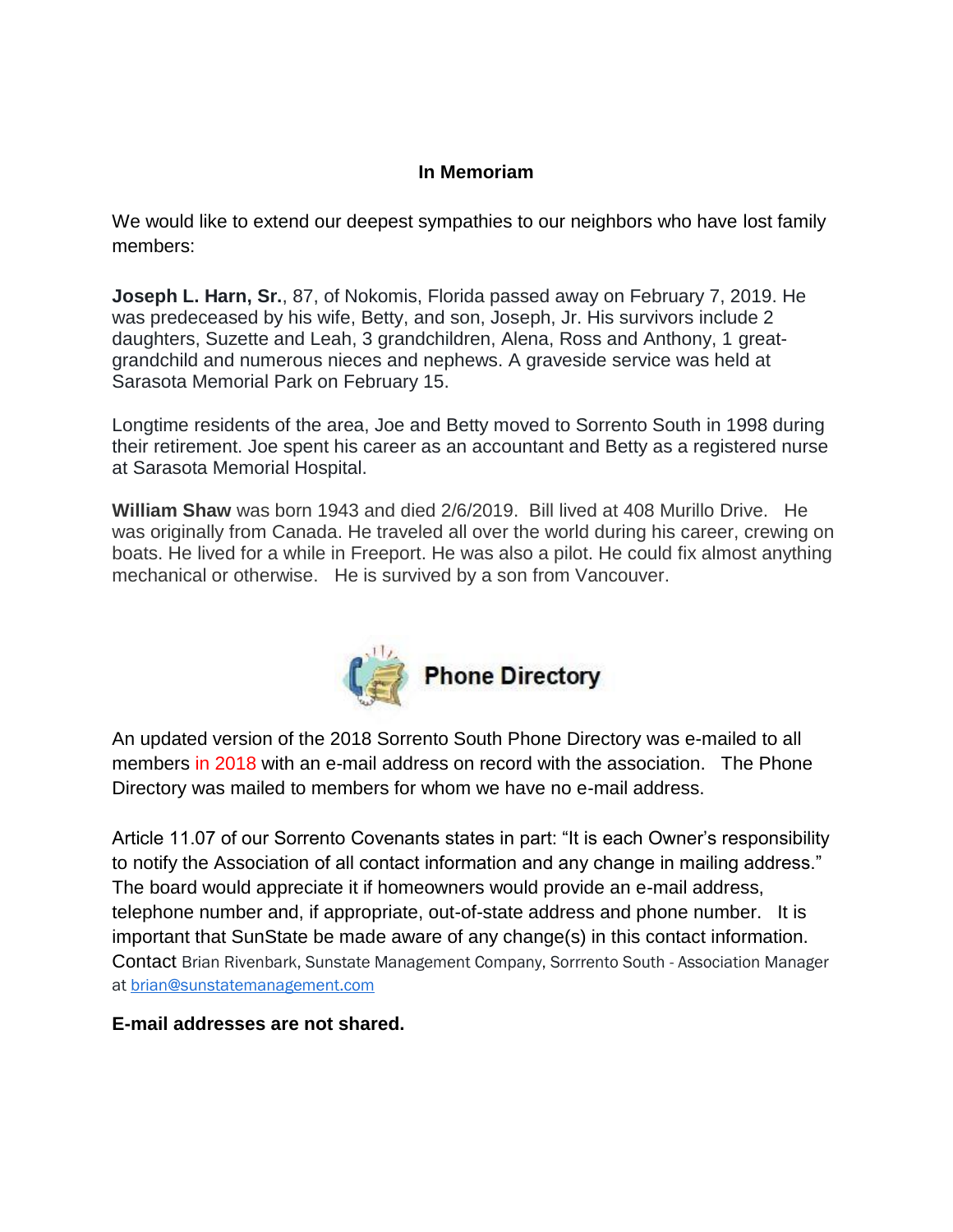## In Memoriam

We would like to extend our deepest sympathies to our neighbors who have lost family members:

**Joseph L. Harn, Sr.**, 87, of Nokomis, Florida passed away on February 7, 2019. He was predeceased by his wife, Betty, and son, Joseph, Jr. His survivors include 2 daughters, Suzette and Leah, 3 grandchildren, Alena, Ross and Anthony, 1 great-grandchild and numerous nieces and nephews. A graveside service was held at Sarasota Memorial Park on February 15.

Longtime residents of the area, Joe and Betty moved to Sorrento South in 1998 during their retirement. Joe spent his career as an accountant and Betty as a registered nurse at Sarasota Memorial Hospital.

**William Shaw** was born 1943 and died 2/6/2019. Bill lived at 408 Murillo Drive. He was originally from Canada. He traveled all over the world during his career, crewing on boats. He lived for a while in Freeport. He was also a pilot. He could fix almost anything mechanical or otherwise. He is survived by a son from Vancouver.

## Phone Directory

An updated version of the 2018 Sorrento South Phone Directory was e-mailed to all members in 2018 with an e-mail address on record with the association. The Phone Directory was mailed to members for whom we have no e-mail address.

Article 11.07 of our Sorrento Covenants states in part: "It is each Owner's responsibility to notify the Association of all contact information and any change in mailing address." The board would appreciate it if homeowners would provide an e-mail address, telephone number and, if appropriate, out-of-state address and phone number. It is important that SunState be made aware of any change(s) in this contact information. Contact Brian Rivenbark, Sunstate Management Company, Sorrrento South - Association Manager at brian@sunstatemanagement.com

**E-mail addresses are not shared.**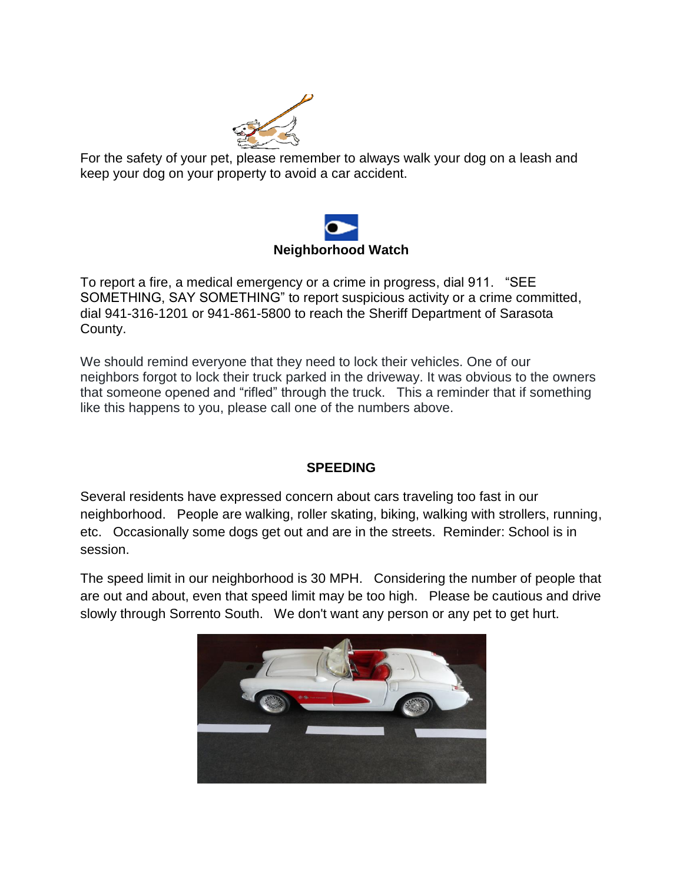For the safety of your pet, please remember to always walk your dog on a leash and keep your dog on your property to avoid a car accident.

**Neighborhood Watch**

To report a fire, a medical emergency or a crime in progress, dial 911. "SEE SOMETHING, SAY SOMETHING" to report suspicious activity or a crime committed, dial 941-316-1201 or 941-861-5800 to reach the Sheriff Department of Sarasota County.

We should remind everyone that they need to lock their vehicles. One of our neighbors forgot to lock their truck parked in the driveway. It was obvious to the owners that someone opened and "rifled" through the truck. This a reminder that if something like this happens to you, please call one of the numbers above.

**SPEEDING**

Several residents have expressed concern about cars traveling too fast in our neighborhood. People are walking, roller skating, biking, walking with strollers, running, etc. Occasionally some dogs get out and are in the streets. Reminder: School is in session.

The speed limit in our neighborhood is 30 MPH. Considering the number of people that are out and about, even that speed limit may be too high. Please be cautious and drive slowly through Sorrento South. We don't want any person or any pet to get hurt.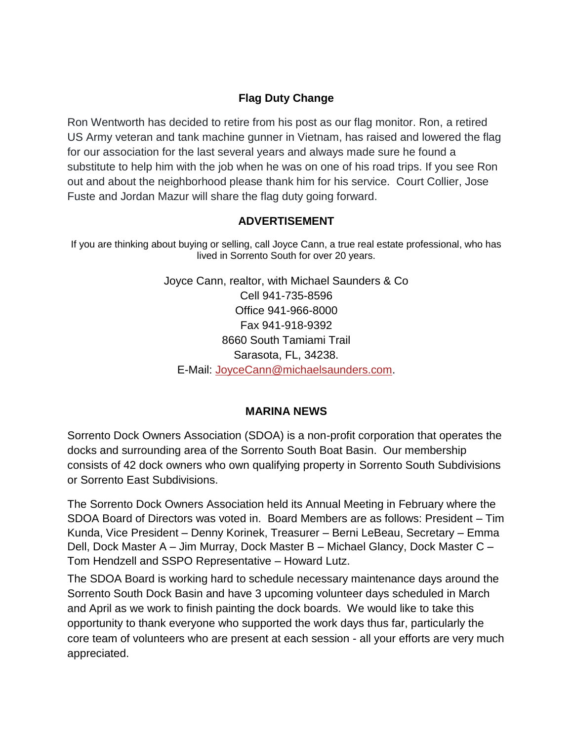## Flag Duty Change

Ron Wentworth has decided to retire from his post as our flag monitor. Ron, a retired US Army veteran and tank machine gunner in Vietnam, has raised and lowered the flag for our association for the last several years and always made sure he found a substitute to help him with the job when he was on one of his road trips. If you see Ron out and about the neighborhood please thank him for his service. Court Collier, Jose Fuste and Jordan Mazur will share the flag duty going forward.

## ADVERTISEMENT

If you are thinking about buying or selling, call Joyce Cann, a true real estate professional, who has lived in Sorrento South for over 20 years.

Joyce Cann, realtor, with Michael Saunders & Co
Cell 941-735-8596
Office 941-966-8000
Fax 941-918-9392
8660 South Tamiami Trail
Sarasota, FL, 34238.
E-Mail: JoyceCann@michaelsaunders.com.

## MARINA NEWS

Sorrento Dock Owners Association (SDOA) is a non-profit corporation that operates the docks and surrounding area of the Sorrento South Boat Basin. Our membership consists of 42 dock owners who own qualifying property in Sorrento South Subdivisions or Sorrento East Subdivisions.

The Sorrento Dock Owners Association held its Annual Meeting in February where the SDOA Board of Directors was voted in. Board Members are as follows: President – Tim Kunda, Vice President – Denny Korinek, Treasurer – Berni LeBeau, Secretary – Emma Dell, Dock Master A – Jim Murray, Dock Master B – Michael Glancy, Dock Master C – Tom Hendzell and SSPO Representative – Howard Lutz.

The SDOA Board is working hard to schedule necessary maintenance days around the Sorrento South Dock Basin and have 3 upcoming volunteer days scheduled in March and April as we work to finish painting the dock boards. We would like to take this opportunity to thank everyone who supported the work days thus far, particularly the core team of volunteers who are present at each session - all your efforts are very much appreciated.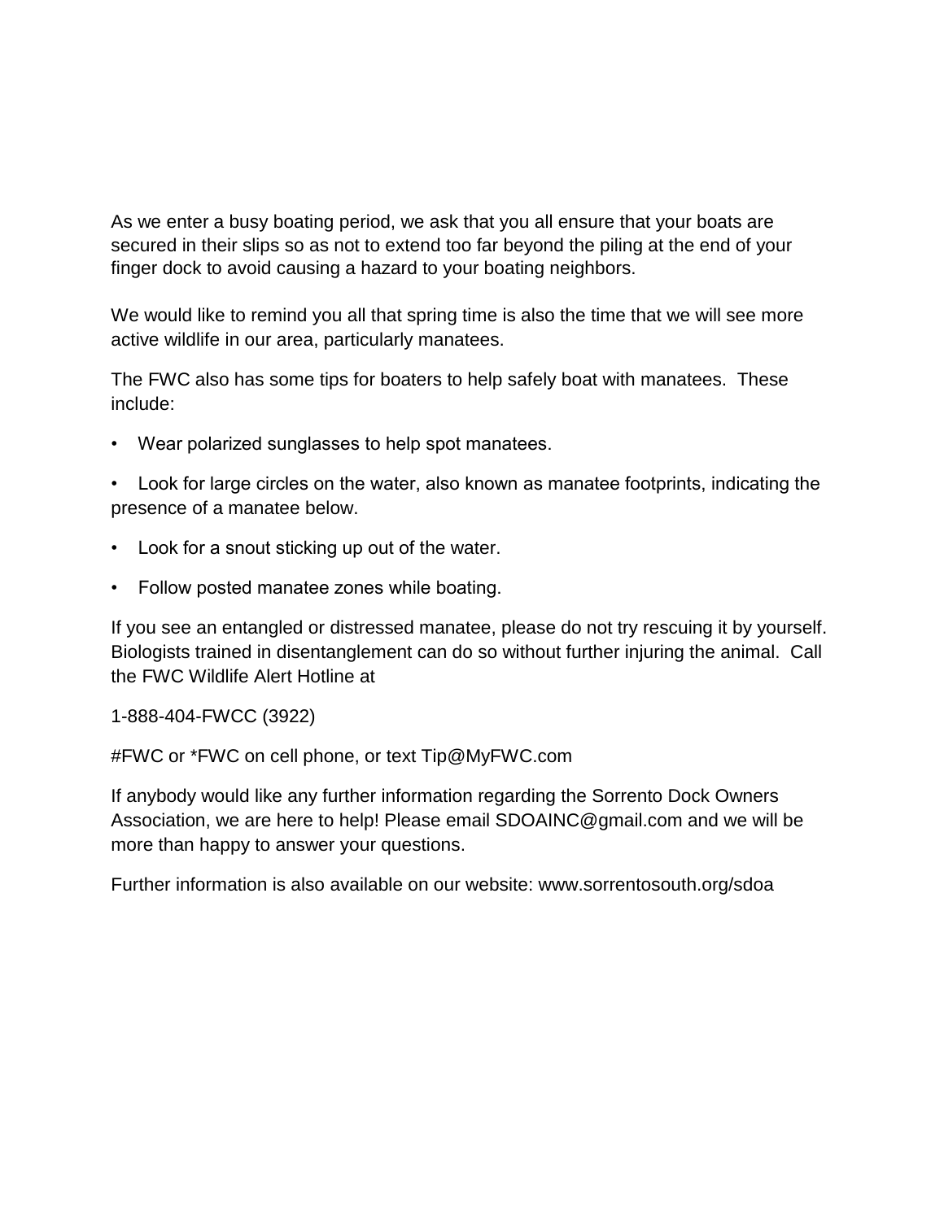As we enter a busy boating period, we ask that you all ensure that your boats are secured in their slips so as not to extend too far beyond the piling at the end of your finger dock to avoid causing a hazard to your boating neighbors.

We would like to remind you all that spring time is also the time that we will see more active wildlife in our area, particularly manatees.

The FWC also has some tips for boaters to help safely boat with manatees. These include:

- Wear polarized sunglasses to help spot manatees.
- Look for large circles on the water, also known as manatee footprints, indicating the presence of a manatee below.
- Look for a snout sticking up out of the water.
- Follow posted manatee zones while boating.

If you see an entangled or distressed manatee, please do not try rescuing it by yourself. Biologists trained in disentanglement can do so without further injuring the animal. Call the FWC Wildlife Alert Hotline at

1-888-404-FWCC (3922)

#FWC or *FWC on cell phone, or text Tip@MyFWC.com

If anybody would like any further information regarding the Sorrento Dock Owners Association, we are here to help! Please email SDOAINC@gmail.com and we will be more than happy to answer your questions.

Further information is also available on our website: www.sorrentosouth.org/sdoa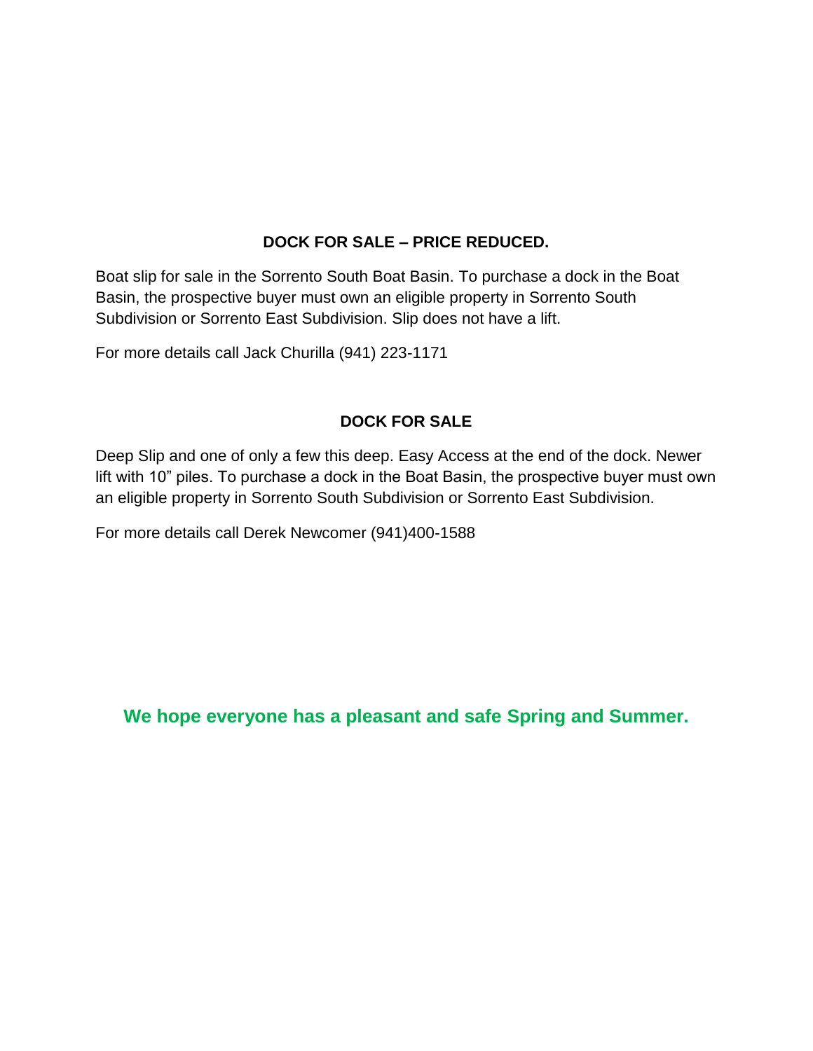**DOCK FOR SALE – PRICE REDUCED.**

Boat slip for sale in the Sorrento South Boat Basin. To purchase a dock in the Boat Basin, the prospective buyer must own an eligible property in Sorrento South Subdivision or Sorrento East Subdivision. Slip does not have a lift.

For more details call Jack Churilla (941) 223-1171

**DOCK FOR SALE**

Deep Slip and one of only a few this deep. Easy Access at the end of the dock. Newer lift with 10” piles. To purchase a dock in the Boat Basin, the prospective buyer must own an eligible property in Sorrento South Subdivision or Sorrento East Subdivision.

For more details call Derek Newcomer (941)400-1588

**We hope everyone has a pleasant and safe Spring and Summer.**